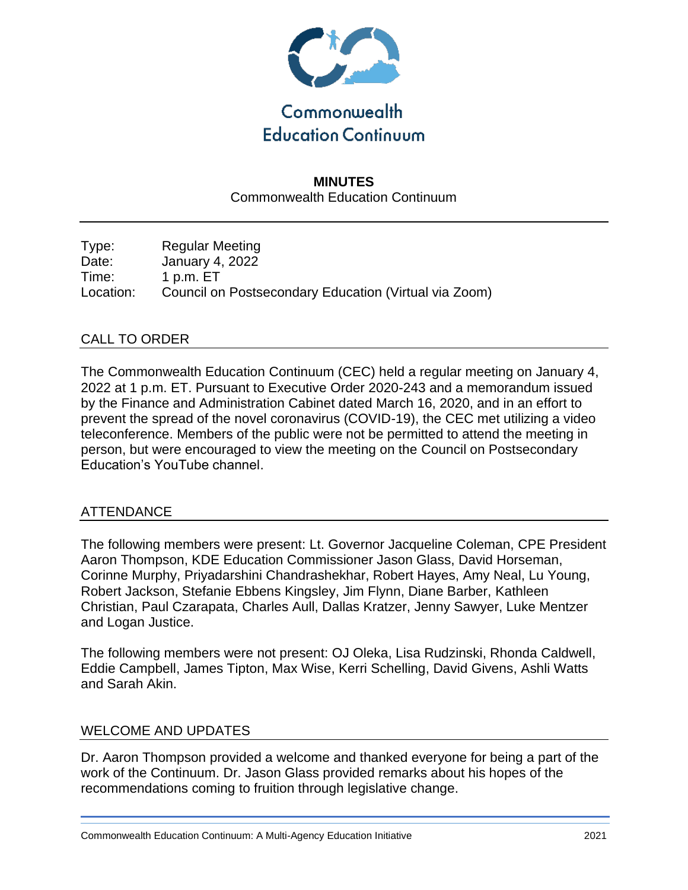Commonwealth Education Continuum

**MINUTES**

Commonwealth Education Continuum

Type: Regular Meeting
Date: January 4, 2022
Time: 1 p.m. ET
Location: Council on Postsecondary Education (Virtual via Zoom)

## CALL TO ORDER

The Commonwealth Education Continuum (CEC) held a regular meeting on January 4, 2022 at 1 p.m. ET. Pursuant to Executive Order 2020-243 and a memorandum issued by the Finance and Administration Cabinet dated March 16, 2020, and in an effort to prevent the spread of the novel coronavirus (COVID-19), the CEC met utilizing a video teleconference. Members of the public were not be permitted to attend the meeting in person, but were encouraged to view the meeting on the Council on Postsecondary Education's YouTube channel.

## ATTENDANCE

The following members were present: Lt. Governor Jacqueline Coleman, CPE President Aaron Thompson, KDE Education Commissioner Jason Glass, David Horseman, Corinne Murphy, Priyadarshini Chandrashekhar, Robert Hayes, Amy Neal, Lu Young, Robert Jackson, Stefanie Ebbens Kingsley, Jim Flynn, Diane Barber, Kathleen Christian, Paul Czarapata, Charles Aull, Dallas Kratzer, Jenny Sawyer, Luke Mentzer and Logan Justice.

The following members were not present: OJ Oleka, Lisa Rudzinski, Rhonda Caldwell, Eddie Campbell, James Tipton, Max Wise, Kerri Schelling, David Givens, Ashli Watts and Sarah Akin.

## WELCOME AND UPDATES

Dr. Aaron Thompson provided a welcome and thanked everyone for being a part of the work of the Continuum. Dr. Jason Glass provided remarks about his hopes of the recommendations coming to fruition through legislative change.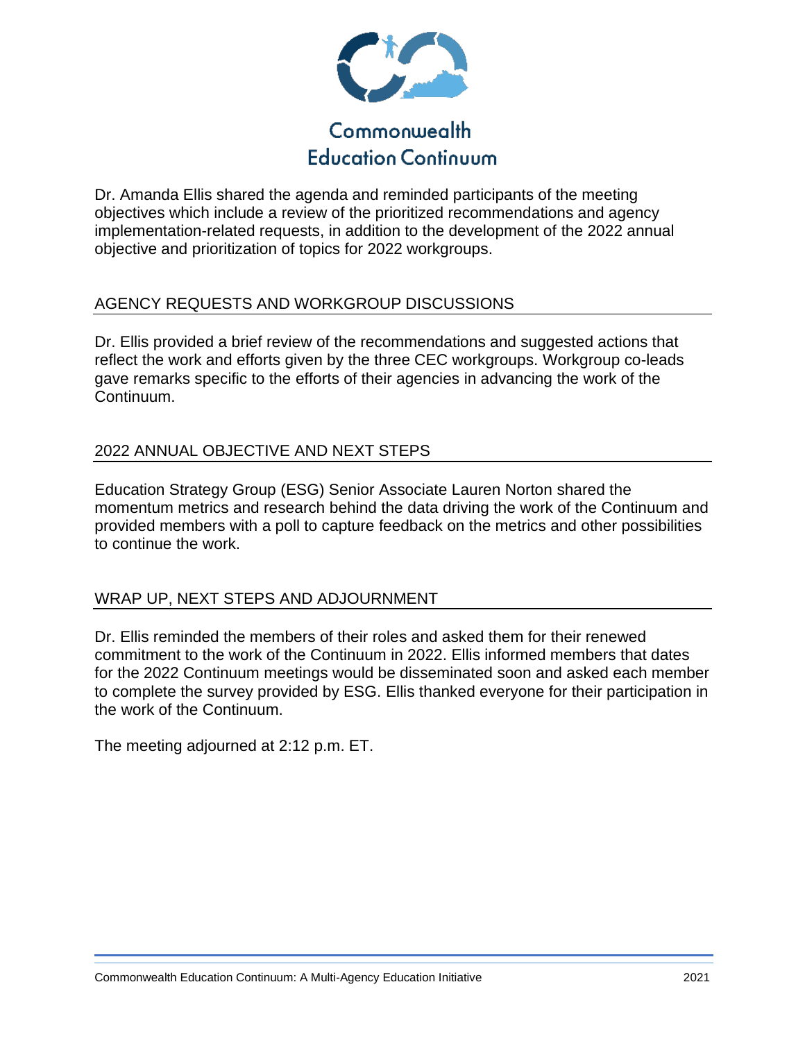Commonwealth Education Continuum

Dr. Amanda Ellis shared the agenda and reminded participants of the meeting objectives which include a review of the prioritized recommendations and agency implementation-related requests, in addition to the development of the 2022 annual objective and prioritization of topics for 2022 workgroups.

## AGENCY REQUESTS AND WORKGROUP DISCUSSIONS

Dr. Ellis provided a brief review of the recommendations and suggested actions that reflect the work and efforts given by the three CEC workgroups. Workgroup co-leads gave remarks specific to the efforts of their agencies in advancing the work of the Continuum.

## 2022 ANNUAL OBJECTIVE AND NEXT STEPS

Education Strategy Group (ESG) Senior Associate Lauren Norton shared the momentum metrics and research behind the data driving the work of the Continuum and provided members with a poll to capture feedback on the metrics and other possibilities to continue the work.

## WRAP UP, NEXT STEPS AND ADJOURNMENT

Dr. Ellis reminded the members of their roles and asked them for their renewed commitment to the work of the Continuum in 2022. Ellis informed members that dates for the 2022 Continuum meetings would be disseminated soon and asked each member to complete the survey provided by ESG. Ellis thanked everyone for their participation in the work of the Continuum.

The meeting adjourned at 2:12 p.m. ET.